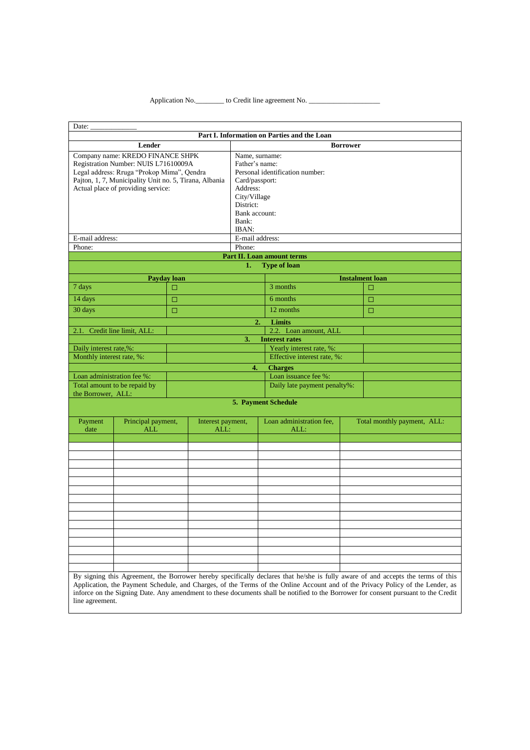Application No.________ to Credit line agreement No. ___________________

| Date: _____________ | |
|---|---|
| **Part I. Information on Parties and the Loan** | |
| **Lender** | **Borrower** |
| Company name: KREDO FINANCE SHPK<br>Registration Number: NUIS L71610009A<br>Legal address: Rruga "Prokop Mima", Qendra Pajton, 1, 7, Municipality Unit no. 5, Tirana, Albania<br>Actual place of providing service: | Name, surname:<br>Father's name:<br>Personal identification number:<br>Card/passport:<br>Address:<br>City/Village<br>District:<br>Bank account:<br>Bank:<br>IBAN: |
| E-mail address: | E-mail address: |
| Phone: | Phone: |

**Part II. Loan amount terms**

**1. Type of loan**

| Payday loan | | Instalment loan | |
|---|---|---|---|
| 7 days | ☐ | 3 months | ☐ |
| 14 days | ☐ | 6 months | ☐ |
| 30 days | ☐ | 12 months | ☐ |

**2. Limits**

| | | | |
|---|---|---|---|
| 2.1. Credit line limit, ALL: | | 2.2. Loan amount, ALL | |

**3. Interest rates**

| | | | |
|---|---|---|---|
| Daily interest rate,%: | | Yearly interest rate, %: | |
| Monthly interest rate, %: | | Effective interest rate, %: | |

**4. Charges**

| | | | |
|---|---|---|---|
| Loan administration fee %: | | Loan issuance fee %: | |
| Total amount to be repaid by the Borrower, ALL: | | Daily late payment penalty%: | |

**5. Payment Schedule**

| Payment date | Principal payment, ALL | Interest payment, ALL: | Loan administration fee, ALL: | Total monthly payment, ALL: |
|---|---|---|---|---|
| | | | | |
| | | | | |
| | | | | |
| | | | | |
| | | | | |
| | | | | |
| | | | | |
| | | | | |
| | | | | |
| | | | | |
| | | | | |
| | | | | |
| | | | | |
| | | | | |
| | | | | |
| | | | | |

By signing this Agreement, the Borrower hereby specifically declares that he/she is fully aware of and accepts the terms of this Application, the Payment Schedule, and Charges, of the Terms of the Online Account and of the Privacy Policy of the Lender, as inforce on the Signing Date. Any amendment to these documents shall be notified to the Borrower for consent pursuant to the Credit line agreement.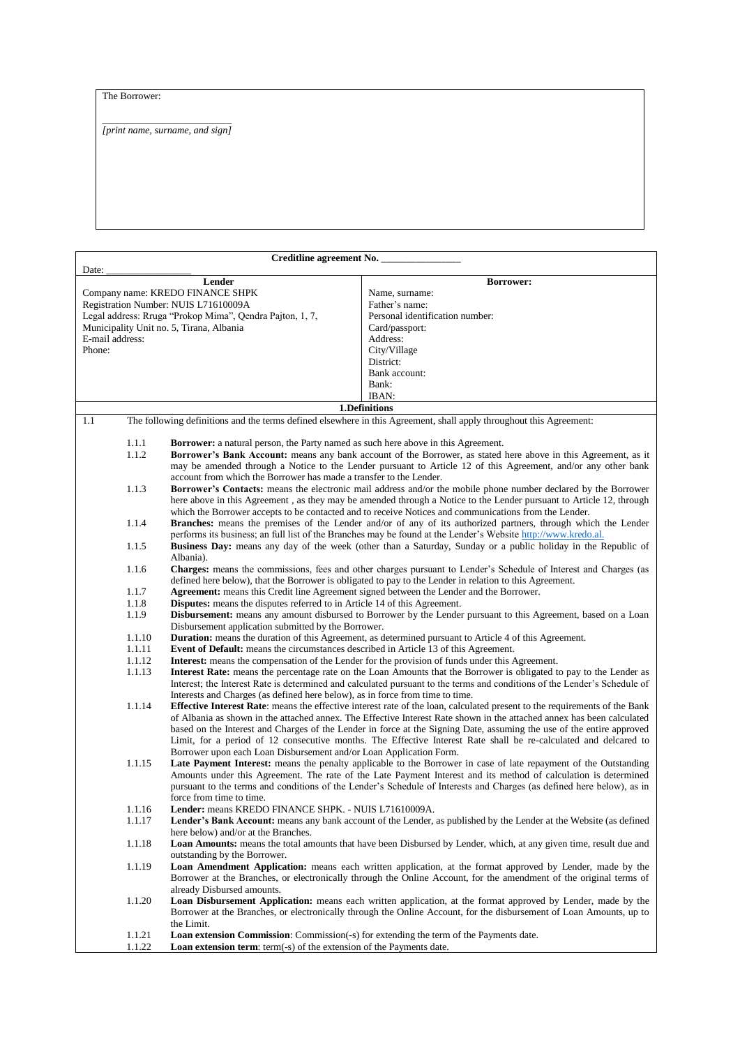The Borrower:

_______________________
*[print name, surname, and sign]*

**Creditline agreement No. _______________**

Date: _______________

| **Lender** | **Borrower:** |
|---|---|
| Company name: KREDO FINANCE SHPK<br>Registration Number: NUIS L71610009A<br>Legal address: Rruga "Prokop Mima", Qendra Pajton, 1, 7, Municipality Unit no. 5, Tirana, Albania<br>E-mail address:<br>Phone: | Name, surname:<br>Father's name:<br>Personal identification number:<br>Card/passport:<br>Address:<br>City/Village<br>District:<br>Bank account:<br>Bank:<br>IBAN: |

## 1.Definitions

1.1 The following definitions and the terms defined elsewhere in this Agreement, shall apply throughout this Agreement:

1.1.1 **Borrower:** a natural person, the Party named as such here above in this Agreement.

1.1.2 **Borrower's Bank Account:** means any bank account of the Borrower, as stated here above in this Agreement, as it may be amended through a Notice to the Lender pursuant to Article 12 of this Agreement, and/or any other bank account from which the Borrower has made a transfer to the Lender.

1.1.3 **Borrower's Contacts:** means the electronic mail address and/or the mobile phone number declared by the Borrower here above in this Agreement , as they may be amended through a Notice to the Lender pursuant to Article 12, through which the Borrower accepts to be contacted and to receive Notices and communications from the Lender.

1.1.4 **Branches:** means the premises of the Lender and/or of any of its authorized partners, through which the Lender performs its business; an full list of the Branches may be found at the Lender's Website http://www.kredo.al.

1.1.5 **Business Day:** means any day of the week (other than a Saturday, Sunday or a public holiday in the Republic of Albania).

1.1.6 **Charges:** means the commissions, fees and other charges pursuant to Lender's Schedule of Interest and Charges (as defined here below), that the Borrower is obligated to pay to the Lender in relation to this Agreement.

1.1.7 **Agreement:** means this Credit line Agreement signed between the Lender and the Borrower.

1.1.8 **Disputes:** means the disputes referred to in Article 14 of this Agreement.

1.1.9 **Disbursement:** means any amount disbursed to Borrower by the Lender pursuant to this Agreement, based on a Loan Disbursement application submitted by the Borrower.

1.1.10 **Duration:** means the duration of this Agreement, as determined pursuant to Article 4 of this Agreement.

1.1.11 **Event of Default:** means the circumstances described in Article 13 of this Agreement.

1.1.12 **Interest:** means the compensation of the Lender for the provision of funds under this Agreement.

1.1.13 **Interest Rate:** means the percentage rate on the Loan Amounts that the Borrower is obligated to pay to the Lender as Interest; the Interest Rate is determined and calculated pursuant to the terms and conditions of the Lender's Schedule of Interests and Charges (as defined here below), as in force from time to time.

1.1.14 **Effective Interest Rate**: means the effective interest rate of the loan, calculated present to the requirements of the Bank of Albania as shown in the attached annex. The Effective Interest Rate shown in the attached annex has been calculated based on the Interest and Charges of the Lender in force at the Signing Date, assuming the use of the entire approved Limit, for a period of 12 consecutive months. The Effective Interest Rate shall be re-calculated and delcared to Borrower upon each Loan Disbursement and/or Loan Application Form.

1.1.15 **Late Payment Interest:** means the penalty applicable to the Borrower in case of late repayment of the Outstanding Amounts under this Agreement. The rate of the Late Payment Interest and its method of calculation is determined pursuant to the terms and conditions of the Lender's Schedule of Interests and Charges (as defined here below), as in force from time to time.

1.1.16 **Lender:** means KREDO FINANCE SHPK. - NUIS L71610009A.

1.1.17 **Lender's Bank Account:** means any bank account of the Lender, as published by the Lender at the Website (as defined here below) and/or at the Branches.

1.1.18 **Loan Amounts:** means the total amounts that have been Disbursed by Lender, which, at any given time, result due and outstanding by the Borrower.

1.1.19 **Loan Amendment Application:** means each written application, at the format approved by Lender, made by the Borrower at the Branches, or electronically through the Online Account, for the amendment of the original terms of already Disbursed amounts.

1.1.20 **Loan Disbursement Application:** means each written application, at the format approved by Lender, made by the Borrower at the Branches, or electronically through the Online Account, for the disbursement of Loan Amounts, up to the Limit.

1.1.21 **Loan extension Commission**: Commission(-s) for extending the term of the Payments date.

1.1.22 **Loan extension term**: term(-s) of the extension of the Payments date.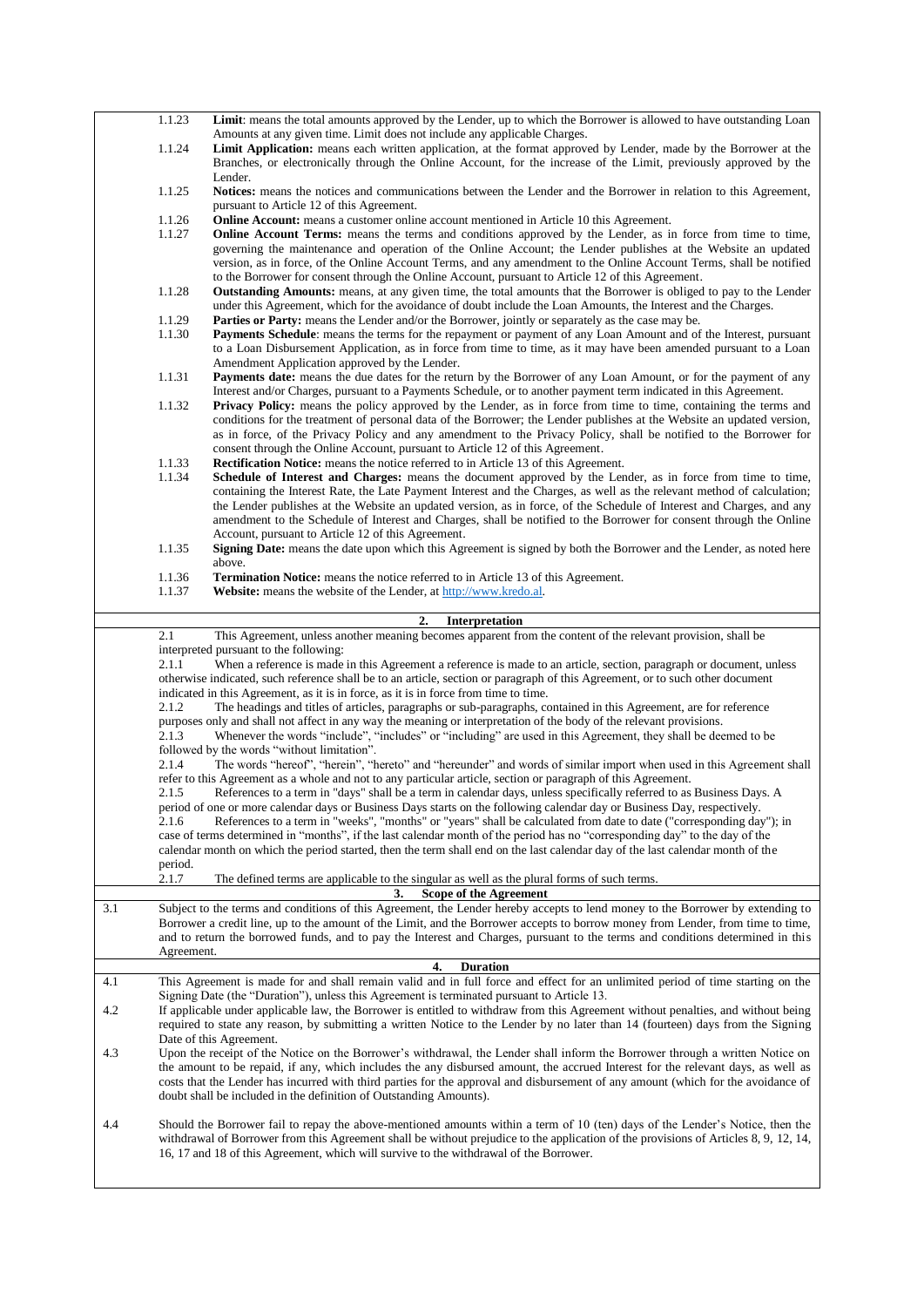1.1.23 **Limit**: means the total amounts approved by the Lender, up to which the Borrower is allowed to have outstanding Loan Amounts at any given time. Limit does not include any applicable Charges.

1.1.24 **Limit Application:** means each written application, at the format approved by Lender, made by the Borrower at the Branches, or electronically through the Online Account, for the increase of the Limit, previously approved by the Lender.

1.1.25 **Notices:** means the notices and communications between the Lender and the Borrower in relation to this Agreement, pursuant to Article 12 of this Agreement.

1.1.26 **Online Account:** means a customer online account mentioned in Article 10 this Agreement.

1.1.27 **Online Account Terms:** means the terms and conditions approved by the Lender, as in force from time to time, governing the maintenance and operation of the Online Account; the Lender publishes at the Website an updated version, as in force, of the Online Account Terms, and any amendment to the Online Account Terms, shall be notified to the Borrower for consent through the Online Account, pursuant to Article 12 of this Agreement.

1.1.28 **Outstanding Amounts:** means, at any given time, the total amounts that the Borrower is obliged to pay to the Lender under this Agreement, which for the avoidance of doubt include the Loan Amounts, the Interest and the Charges.

1.1.29 **Parties or Party:** means the Lender and/or the Borrower, jointly or separately as the case may be.

1.1.30 **Payments Schedule**: means the terms for the repayment or payment of any Loan Amount and of the Interest, pursuant to a Loan Disbursement Application, as in force from time to time, as it may have been amended pursuant to a Loan Amendment Application approved by the Lender.

1.1.31 **Payments date:** means the due dates for the return by the Borrower of any Loan Amount, or for the payment of any Interest and/or Charges, pursuant to a Payments Schedule, or to another payment term indicated in this Agreement.

1.1.32 **Privacy Policy:** means the policy approved by the Lender, as in force from time to time, containing the terms and conditions for the treatment of personal data of the Borrower; the Lender publishes at the Website an updated version, as in force, of the Privacy Policy and any amendment to the Privacy Policy, shall be notified to the Borrower for consent through the Online Account, pursuant to Article 12 of this Agreement.

1.1.33 **Rectification Notice:** means the notice referred to in Article 13 of this Agreement.

1.1.34 **Schedule of Interest and Charges:** means the document approved by the Lender, as in force from time to time, containing the Interest Rate, the Late Payment Interest and the Charges, as well as the relevant method of calculation; the Lender publishes at the Website an updated version, as in force, of the Schedule of Interest and Charges, and any amendment to the Schedule of Interest and Charges, shall be notified to the Borrower for consent through the Online Account, pursuant to Article 12 of this Agreement.

1.1.35 **Signing Date:** means the date upon which this Agreement is signed by both the Borrower and the Lender, as noted here above.

1.1.36 **Termination Notice:** means the notice referred to in Article 13 of this Agreement.

1.1.37 **Website:** means the website of the Lender, at http://www.kredo.al.

## 2. Interpretation

2.1 This Agreement, unless another meaning becomes apparent from the content of the relevant provision, shall be interpreted pursuant to the following:

2.1.1 When a reference is made in this Agreement a reference is made to an article, section, paragraph or document, unless otherwise indicated, such reference shall be to an article, section or paragraph of this Agreement, or to such other document indicated in this Agreement, as it is in force, as it is in force from time to time.

2.1.2 The headings and titles of articles, paragraphs or sub-paragraphs, contained in this Agreement, are for reference purposes only and shall not affect in any way the meaning or interpretation of the body of the relevant provisions.

2.1.3 Whenever the words "include", "includes" or "including" are used in this Agreement, they shall be deemed to be followed by the words "without limitation".

2.1.4 The words "hereof", "herein", "hereto" and "hereunder" and words of similar import when used in this Agreement shall refer to this Agreement as a whole and not to any particular article, section or paragraph of this Agreement.

2.1.5 References to a term in "days" shall be a term in calendar days, unless specifically referred to as Business Days. A period of one or more calendar days or Business Days starts on the following calendar day or Business Day, respectively.

2.1.6 References to a term in "weeks", "months" or "years" shall be calculated from date to date ("corresponding day"); in case of terms determined in "months", if the last calendar month of the period has no "corresponding day" to the day of the calendar month on which the period started, then the term shall end on the last calendar day of the last calendar month of the period.

2.1.7 The defined terms are applicable to the singular as well as the plural forms of such terms.

## 3. Scope of the Agreement

3.1 Subject to the terms and conditions of this Agreement, the Lender hereby accepts to lend money to the Borrower by extending to Borrower a credit line, up to the amount of the Limit, and the Borrower accepts to borrow money from Lender, from time to time, and to return the borrowed funds, and to pay the Interest and Charges, pursuant to the terms and conditions determined in this Agreement.

## 4. Duration

4.1 This Agreement is made for and shall remain valid and in full force and effect for an unlimited period of time starting on the Signing Date (the "Duration"), unless this Agreement is terminated pursuant to Article 13.

4.2 If applicable under applicable law, the Borrower is entitled to withdraw from this Agreement without penalties, and without being required to state any reason, by submitting a written Notice to the Lender by no later than 14 (fourteen) days from the Signing Date of this Agreement.

4.3 Upon the receipt of the Notice on the Borrower's withdrawal, the Lender shall inform the Borrower through a written Notice on the amount to be repaid, if any, which includes the any disbursed amount, the accrued Interest for the relevant days, as well as costs that the Lender has incurred with third parties for the approval and disbursement of any amount (which for the avoidance of doubt shall be included in the definition of Outstanding Amounts).

4.4 Should the Borrower fail to repay the above-mentioned amounts within a term of 10 (ten) days of the Lender's Notice, then the withdrawal of Borrower from this Agreement shall be without prejudice to the application of the provisions of Articles 8, 9, 12, 14, 16, 17 and 18 of this Agreement, which will survive to the withdrawal of the Borrower.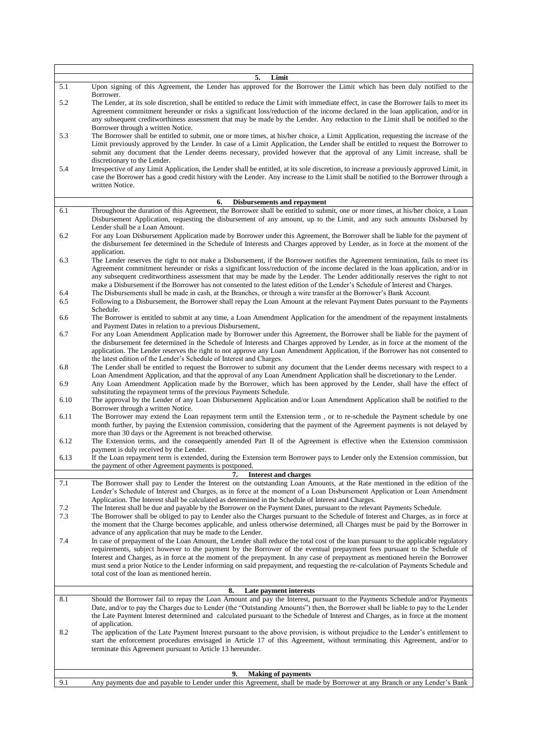## 5. Limit

5.1 Upon signing of this Agreement, the Lender has approved for the Borrower the Limit which has been duly notified to the Borrower.

5.2 The Lender, at its sole discretion, shall be entitled to reduce the Limit with immediate effect, in case the Borrower fails to meet its Agreement commitment hereunder or risks a significant loss/reduction of the income declared in the loan application, and/or in any subsequent creditworthiness assessment that may be made by the Lender. Any reduction to the Limit shall be notified to the Borrower through a written Notice.

5.3 The Borrower shall be entitled to submit, one or more times, at his/her choice, a Limit Application, requesting the increase of the Limit previously approved by the Lender. In case of a Limit Application, the Lender shall be entitled to request the Borrower to submit any document that the Lender deems necessary, provided however that the approval of any Limit increase, shall be discretionary to the Lender.

5.4 Irrespective of any Limit Application, the Lender shall be entitled, at its sole discretion, to increase a previously approved Limit, in case the Borrower has a good credit history with the Lender. Any increase to the Limit shall be notified to the Borrower through a written Notice.

## 6. Disbursements and repayment

6.1 Throughout the duration of this Agreement, the Borrower shall be entitled to submit, one or more times, at his/her choice, a Loan Disbursement Application, requesting the disbursement of any amount, up to the Limit, and any such amounts Disbursed by Lender shall be a Loan Amount.

6.2 For any Loan Disbursement Application made by Borrower under this Agreement, the Borrower shall be liable for the payment of the disbursement fee determined in the Schedule of Interests and Charges approved by Lender, as in force at the moment of the application.

6.3 The Lender reserves the right to not make a Disbursement, if the Borrower notifies the Agreement termination, fails to meet its Agreement commitment hereunder or risks a significant loss/reduction of the income declared in the loan application, and/or in any subsequent creditworthiness assessment that may be made by the Lender. The Lender additionally reserves the right to not make a Disbursement if the Borrower has not consented to the latest edition of the Lender's Schedule of Interest and Charges.

6.4 The Disbursements shall be made in cash, at the Branches, or through a wire transfer at the Borrower's Bank Account.

6.5 Following to a Disbursement, the Borrower shall repay the Loan Amount at the relevant Payment Dates pursuant to the Payments Schedule.

6.6 The Borrower is entitled to submit at any time, a Loan Amendment Application for the amendment of the repayment instalments and Payment Dates in relation to a previous Disbursement,

6.7 For any Loan Amendment Application made by Borrower under this Agreement, the Borrower shall be liable for the payment of the disbursement fee determined in the Schedule of Interests and Charges approved by Lender, as in force at the moment of the application. The Lender reserves the right to not approve any Loan Amendment Application, if the Borrower has not consented to the latest edition of the Lender's Schedule of Interest and Charges.

6.8 The Lender shall be entitled to request the Borrower to submit any document that the Lender deems necessary with respect to a Loan Amendment Application, and that the approval of any Loan Amendment Application shall be discretionary to the Lender.

6.9 Any Loan Amendment Application made by the Borrower, which has been approved by the Lender, shall have the effect of substituting the repayment terms of the previous Payments Schedule.

6.10 The approval by the Lender of any Loan Disbursement Application and/or Loan Amendment Application shall be notified to the Borrower through a written Notice.

6.11 The Borrower may extend the Loan repayment term until the Extension term , or to re-schedule the Payment schedule by one month further, by paying the Extension commission, considering that the payment of the Agreement payments is not delayed by more than 30 days or the Agreement is not breached otherwise.

6.12 The Extension terms, and the consequently amended Part II of the Agreement is effective when the Extension commission payment is duly received by the Lender.

6.13 If the Loan repayment term is extended, during the Extension term Borrower pays to Lender only the Extension commission, but the payment of other Agreement payments is postponed.

## 7. Interest and charges

7.1 The Borrower shall pay to Lender the Interest on the outstanding Loan Amounts, at the Rate mentioned in the edition of the Lender's Schedule of Interest and Charges, as in force at the moment of a Loan Disbursement Application or Loan Amendment Application. The Interest shall be calculated as determined in the Schedule of Interest and Charges.

7.2 The Interest shall be due and payable by the Borrower on the Payment Dates, pursuant to the relevant Payments Schedule.

7.3 The Borrower shall be obliged to pay to Lender also the Charges pursuant to the Schedule of Interest and Charges, as in force at the moment that the Charge becomes applicable, and unless otherwise determined, all Charges must be paid by the Borrower in advance of any application that may be made to the Lender.

7.4 In case of prepayment of the Loan Amount, the Lender shall reduce the total cost of the loan pursuant to the applicable regulatory requirements, subject however to the payment by the Borrower of the eventual prepayment fees pursuant to the Schedule of Interest and Charges, as in force at the moment of the prepayment. In any case of prepayment as mentioned herein the Borrower must send a prior Notice to the Lender informing on said prepayment, and requesting the re-calculation of Payments Schedule and total cost of the loan as mentioned herein.

## 8. Late payment interests

8.1 Should the Borrower fail to repay the Loan Amount and pay the Interest, pursuant to the Payments Schedule and/or Payments Date, and/or to pay the Charges due to Lender (the "Outstanding Amounts") then, the Borrower shall be liable to pay to the Lender the Late Payment Interest determined and calculated pursuant to the Schedule of Interest and Charges, as in force at the moment of application.

8.2 The application of the Late Payment Interest pursuant to the above provision, is without prejudice to the Lender's entitlement to start the enforcement procedures envisaged in Article 17 of this Agreement, without terminating this Agreement, and/or to terminate this Agreement pursuant to Article 13 hereunder.

## 9. Making of payments

9.1 Any payments due and payable to Lender under this Agreement, shall be made by Borrower at any Branch or any Lender's Bank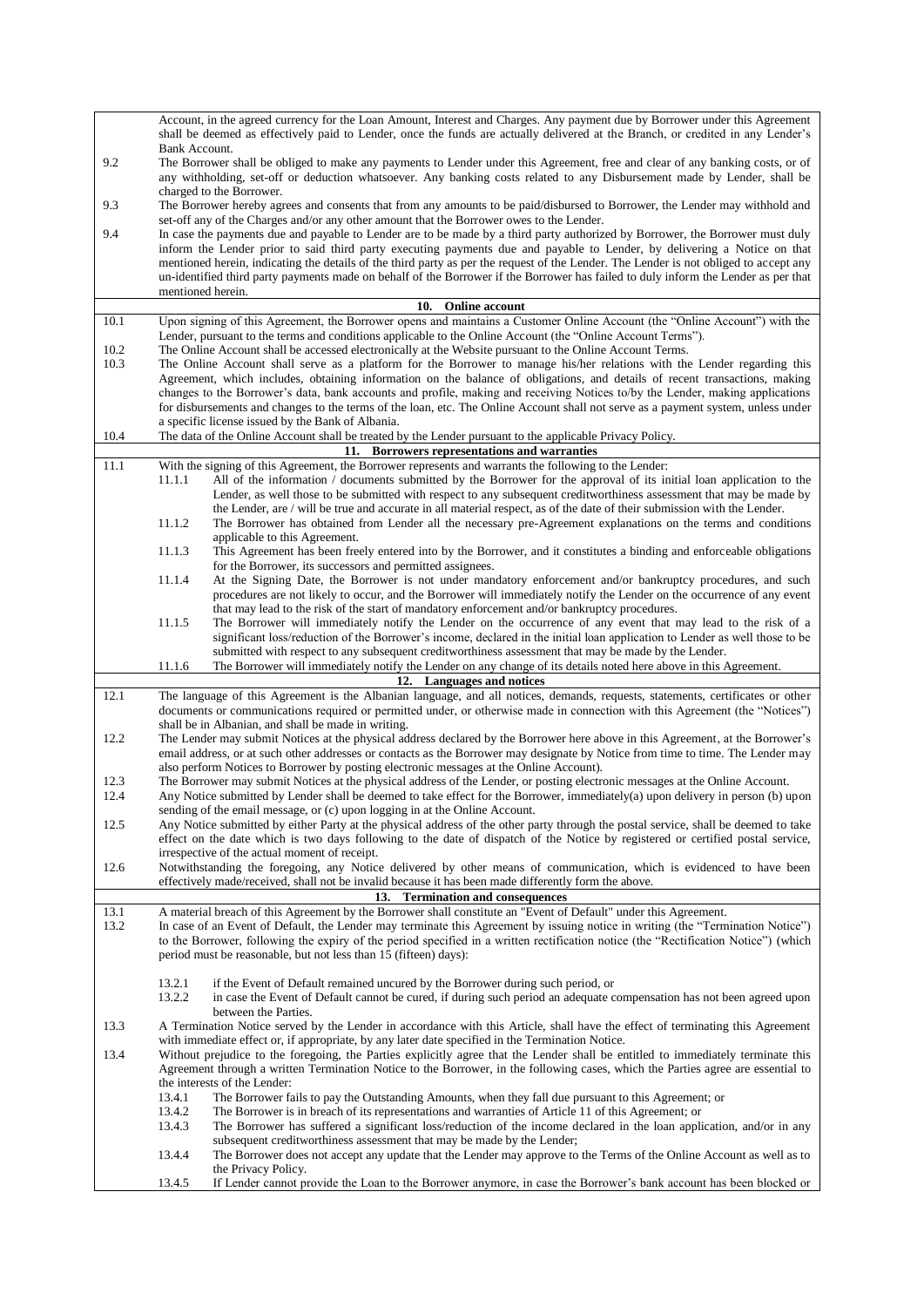Account, in the agreed currency for the Loan Amount, Interest and Charges. Any payment due by Borrower under this Agreement shall be deemed as effectively paid to Lender, once the funds are actually delivered at the Branch, or credited in any Lender's Bank Account.

9.2 The Borrower shall be obliged to make any payments to Lender under this Agreement, free and clear of any banking costs, or of any withholding, set-off or deduction whatsoever. Any banking costs related to any Disbursement made by Lender, shall be charged to the Borrower.

9.3 The Borrower hereby agrees and consents that from any amounts to be paid/disbursed to Borrower, the Lender may withhold and set-off any of the Charges and/or any other amount that the Borrower owes to the Lender.

9.4 In case the payments due and payable to Lender are to be made by a third party authorized by Borrower, the Borrower must duly inform the Lender prior to said third party executing payments due and payable to Lender, by delivering a Notice on that mentioned herein, indicating the details of the third party as per the request of the Lender. The Lender is not obliged to accept any un-identified third party payments made on behalf of the Borrower if the Borrower has failed to duly inform the Lender as per that mentioned herein.

## 10. Online account

10.1 Upon signing of this Agreement, the Borrower opens and maintains a Customer Online Account (the "Online Account") with the Lender, pursuant to the terms and conditions applicable to the Online Account (the "Online Account Terms").

10.2 The Online Account shall be accessed electronically at the Website pursuant to the Online Account Terms.

10.3 The Online Account shall serve as a platform for the Borrower to manage his/her relations with the Lender regarding this Agreement, which includes, obtaining information on the balance of obligations, and details of recent transactions, making changes to the Borrower's data, bank accounts and profile, making and receiving Notices to/by the Lender, making applications for disbursements and changes to the terms of the loan, etc. The Online Account shall not serve as a payment system, unless under a specific license issued by the Bank of Albania.

10.4 The data of the Online Account shall be treated by the Lender pursuant to the applicable Privacy Policy.

## 11. Borrowers representations and warranties

11.1 With the signing of this Agreement, the Borrower represents and warrants the following to the Lender:

- 11.1.1 All of the information / documents submitted by the Borrower for the approval of its initial loan application to the Lender, as well those to be submitted with respect to any subsequent creditworthiness assessment that may be made by the Lender, are / will be true and accurate in all material respect, as of the date of their submission with the Lender.
- 11.1.2 The Borrower has obtained from Lender all the necessary pre-Agreement explanations on the terms and conditions applicable to this Agreement.
- 11.1.3 This Agreement has been freely entered into by the Borrower, and it constitutes a binding and enforceable obligations for the Borrower, its successors and permitted assignees.
- 11.1.4 At the Signing Date, the Borrower is not under mandatory enforcement and/or bankruptcy procedures, and such procedures are not likely to occur, and the Borrower will immediately notify the Lender on the occurrence of any event that may lead to the risk of the start of mandatory enforcement and/or bankruptcy procedures.
- 11.1.5 The Borrower will immediately notify the Lender on the occurrence of any event that may lead to the risk of a significant loss/reduction of the Borrower's income, declared in the initial loan application to Lender as well those to be submitted with respect to any subsequent creditworthiness assessment that may be made by the Lender.
- 11.1.6 The Borrower will immediately notify the Lender on any change of its details noted here above in this Agreement.

## 12. Languages and notices

12.1 The language of this Agreement is the Albanian language, and all notices, demands, requests, statements, certificates or other documents or communications required or permitted under, or otherwise made in connection with this Agreement (the "Notices") shall be in Albanian, and shall be made in writing.

12.2 The Lender may submit Notices at the physical address declared by the Borrower here above in this Agreement, at the Borrower's email address, or at such other addresses or contacts as the Borrower may designate by Notice from time to time. The Lender may also perform Notices to Borrower by posting electronic messages at the Online Account).

12.3 The Borrower may submit Notices at the physical address of the Lender, or posting electronic messages at the Online Account.

12.4 Any Notice submitted by Lender shall be deemed to take effect for the Borrower, immediately(a) upon delivery in person (b) upon sending of the email message, or (c) upon logging in at the Online Account.

12.5 Any Notice submitted by either Party at the physical address of the other party through the postal service, shall be deemed to take effect on the date which is two days following to the date of dispatch of the Notice by registered or certified postal service, irrespective of the actual moment of receipt.

12.6 Notwithstanding the foregoing, any Notice delivered by other means of communication, which is evidenced to have been effectively made/received, shall not be invalid because it has been made differently form the above.

## 13. Termination and consequences

13.1 A material breach of this Agreement by the Borrower shall constitute an "Event of Default" under this Agreement.

13.2 In case of an Event of Default, the Lender may terminate this Agreement by issuing notice in writing (the "Termination Notice") to the Borrower, following the expiry of the period specified in a written rectification notice (the "Rectification Notice") (which period must be reasonable, but not less than 15 (fifteen) days):

- 13.2.1 if the Event of Default remained uncured by the Borrower during such period, or
- 13.2.2 in case the Event of Default cannot be cured, if during such period an adequate compensation has not been agreed upon between the Parties.

13.3 A Termination Notice served by the Lender in accordance with this Article, shall have the effect of terminating this Agreement with immediate effect or, if appropriate, by any later date specified in the Termination Notice.

13.4 Without prejudice to the foregoing, the Parties explicitly agree that the Lender shall be entitled to immediately terminate this Agreement through a written Termination Notice to the Borrower, in the following cases, which the Parties agree are essential to the interests of the Lender:

- 13.4.1 The Borrower fails to pay the Outstanding Amounts, when they fall due pursuant to this Agreement; or
- 13.4.2 The Borrower is in breach of its representations and warranties of Article 11 of this Agreement; or
- 13.4.3 The Borrower has suffered a significant loss/reduction of the income declared in the loan application, and/or in any subsequent creditworthiness assessment that may be made by the Lender;
- 13.4.4 The Borrower does not accept any update that the Lender may approve to the Terms of the Online Account as well as to the Privacy Policy.
- 13.4.5 If Lender cannot provide the Loan to the Borrower anymore, in case the Borrower's bank account has been blocked or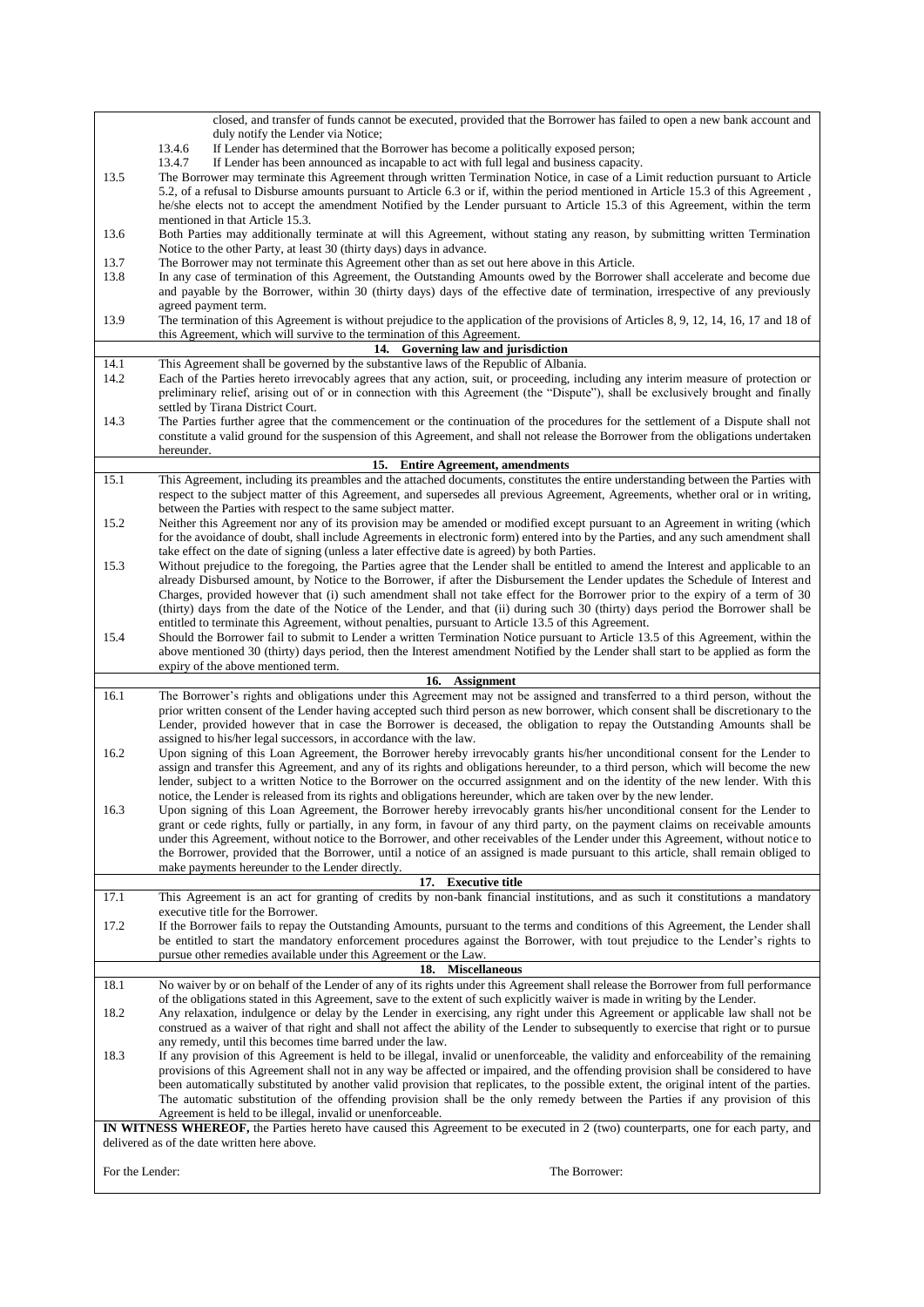closed, and transfer of funds cannot be executed, provided that the Borrower has failed to open a new bank account and duly notify the Lender via Notice;

13.4.6 If Lender has determined that the Borrower has become a politically exposed person;

13.4.7 If Lender has been announced as incapable to act with full legal and business capacity.

13.5 The Borrower may terminate this Agreement through written Termination Notice, in case of a Limit reduction pursuant to Article 5.2, of a refusal to Disburse amounts pursuant to Article 6.3 or if, within the period mentioned in Article 15.3 of this Agreement , he/she elects not to accept the amendment Notified by the Lender pursuant to Article 15.3 of this Agreement, within the term mentioned in that Article 15.3.

13.6 Both Parties may additionally terminate at will this Agreement, without stating any reason, by submitting written Termination Notice to the other Party, at least 30 (thirty) days in advance.

13.7 The Borrower may not terminate this Agreement other than as set out here above in this Article.

13.8 In any case of termination of this Agreement, the Outstanding Amounts owed by the Borrower shall accelerate and become due and payable by the Borrower, within 30 (thirty days) days of the effective date of termination, irrespective of any previously agreed payment term.

13.9 The termination of this Agreement is without prejudice to the application of the provisions of Articles 8, 9, 12, 14, 16, 17 and 18 of this Agreement, which will survive to the termination of this Agreement.

## 14. Governing law and jurisdiction

14.1 This Agreement shall be governed by the substantive laws of the Republic of Albania.

14.2 Each of the Parties hereto irrevocably agrees that any action, suit, or proceeding, including any interim measure of protection or preliminary relief, arising out of or in connection with this Agreement (the "Dispute"), shall be exclusively brought and finally settled by Tirana District Court.

14.3 The Parties further agree that the commencement or the continuation of the procedures for the settlement of a Dispute shall not constitute a valid ground for the suspension of this Agreement, and shall not release the Borrower from the obligations undertaken hereunder.

## 15. Entire Agreement, amendments

15.1 This Agreement, including its preambles and the attached documents, constitutes the entire understanding between the Parties with respect to the subject matter of this Agreement, and supersedes all previous Agreement, Agreements, whether oral or in writing, between the Parties with respect to the same subject matter.

15.2 Neither this Agreement nor any of its provision may be amended or modified except pursuant to an Agreement in writing (which for the avoidance of doubt, shall include Agreements in electronic form) entered into by the Parties, and any such amendment shall take effect on the date of signing (unless a later effective date is agreed) by both Parties.

15.3 Without prejudice to the foregoing, the Parties agree that the Lender shall be entitled to amend the Interest and applicable to an already Disbursed amount, by Notice to the Borrower, if after the Disbursement the Lender updates the Schedule of Interest and Charges, provided however that (i) such amendment shall not take effect for the Borrower prior to the expiry of a term of 30 (thirty) days from the date of the Notice of the Lender, and that (ii) during such 30 (thirty) days period the Borrower shall be entitled to terminate this Agreement, without penalties, pursuant to Article 13.5 of this Agreement.

15.4 Should the Borrower fail to submit to Lender a written Termination Notice pursuant to Article 13.5 of this Agreement, within the above mentioned 30 (thirty) days period, then the Interest amendment Notified by the Lender shall start to be applied as form the expiry of the above mentioned term.

## 16. Assignment

16.1 The Borrower's rights and obligations under this Agreement may not be assigned and transferred to a third person, without the prior written consent of the Lender having accepted such third person as new borrower, which consent shall be discretionary to the Lender, provided however that in case the Borrower is deceased, the obligation to repay the Outstanding Amounts shall be assigned to his/her legal successors, in accordance with the law.

16.2 Upon signing of this Loan Agreement, the Borrower hereby irrevocably grants his/her unconditional consent for the Lender to assign and transfer this Agreement, and any of its rights and obligations hereunder, to a third person, which will become the new lender, subject to a written Notice to the Borrower on the occurred assignment and on the identity of the new lender. With this notice, the Lender is released from its rights and obligations hereunder, which are taken over by the new lender.

16.3 Upon signing of this Loan Agreement, the Borrower hereby irrevocably grants his/her unconditional consent for the Lender to grant or cede rights, fully or partially, in any form, in favour of any third party, on the payment claims on receivable amounts under this Agreement, without notice to the Borrower, and other receivables of the Lender under this Agreement, without notice to the Borrower, provided that the Borrower, until a notice of an assigned is made pursuant to this article, shall remain obliged to make payments hereunder to the Lender directly.

## 17. Executive title

17.1 This Agreement is an act for granting of credits by non-bank financial institutions, and as such it constitutions a mandatory executive title for the Borrower.

17.2 If the Borrower fails to repay the Outstanding Amounts, pursuant to the terms and conditions of this Agreement, the Lender shall be entitled to start the mandatory enforcement procedures against the Borrower, with tout prejudice to the Lender's rights to pursue other remedies available under this Agreement or the Law.

## 18. Miscellaneous

18.1 No waiver by or on behalf of the Lender of any of its rights under this Agreement shall release the Borrower from full performance of the obligations stated in this Agreement, save to the extent of such explicitly waiver is made in writing by the Lender.

18.2 Any relaxation, indulgence or delay by the Lender in exercising, any right under this Agreement or applicable law shall not be construed as a waiver of that right and shall not affect the ability of the Lender to subsequently to exercise that right or to pursue any remedy, until this becomes time barred under the law.

18.3 If any provision of this Agreement is held to be illegal, invalid or unenforceable, the validity and enforceability of the remaining provisions of this Agreement shall not in any way be affected or impaired, and the offending provision shall be considered to have been automatically substituted by another valid provision that replicates, to the possible extent, the original intent of the parties. The automatic substitution of the offending provision shall be the only remedy between the Parties if any provision of this Agreement is held to be illegal, invalid or unenforceable.

**IN WITNESS WHEREOF,** the Parties hereto have caused this Agreement to be executed in 2 (two) counterparts, one for each party, and delivered as of the date written here above.

For the Lender: The Borrower: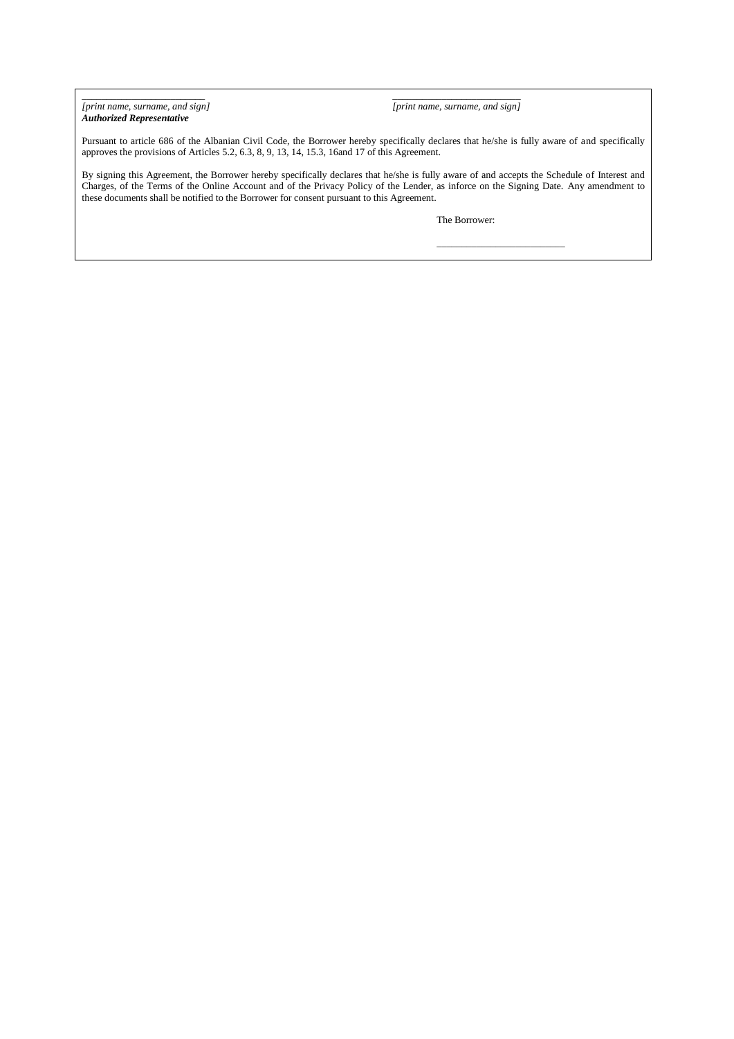\_\_\_\_\_\_\_\_\_\_\_\_\_\_\_\_\_\_\_\_\_\_\_\_
*[print name, surname, and sign]*
***Authorized Representative***

\_\_\_\_\_\_\_\_\_\_\_\_\_\_\_\_\_\_\_\_\_\_\_\_
*[print name, surname, and sign]*

Pursuant to article 686 of the Albanian Civil Code, the Borrower hereby specifically declares that he/she is fully aware of and specifically approves the provisions of Articles 5.2, 6.3, 8, 9, 13, 14, 15.3, 16and 17 of this Agreement.

By signing this Agreement, the Borrower hereby specifically declares that he/she is fully aware of and accepts the Schedule of Interest and Charges, of the Terms of the Online Account and of the Privacy Policy of the Lender, as inforce on the Signing Date. Any amendment to these documents shall be notified to the Borrower for consent pursuant to this Agreement.

The Borrower:

\_\_\_\_\_\_\_\_\_\_\_\_\_\_\_\_\_\_\_\_\_\_\_\_